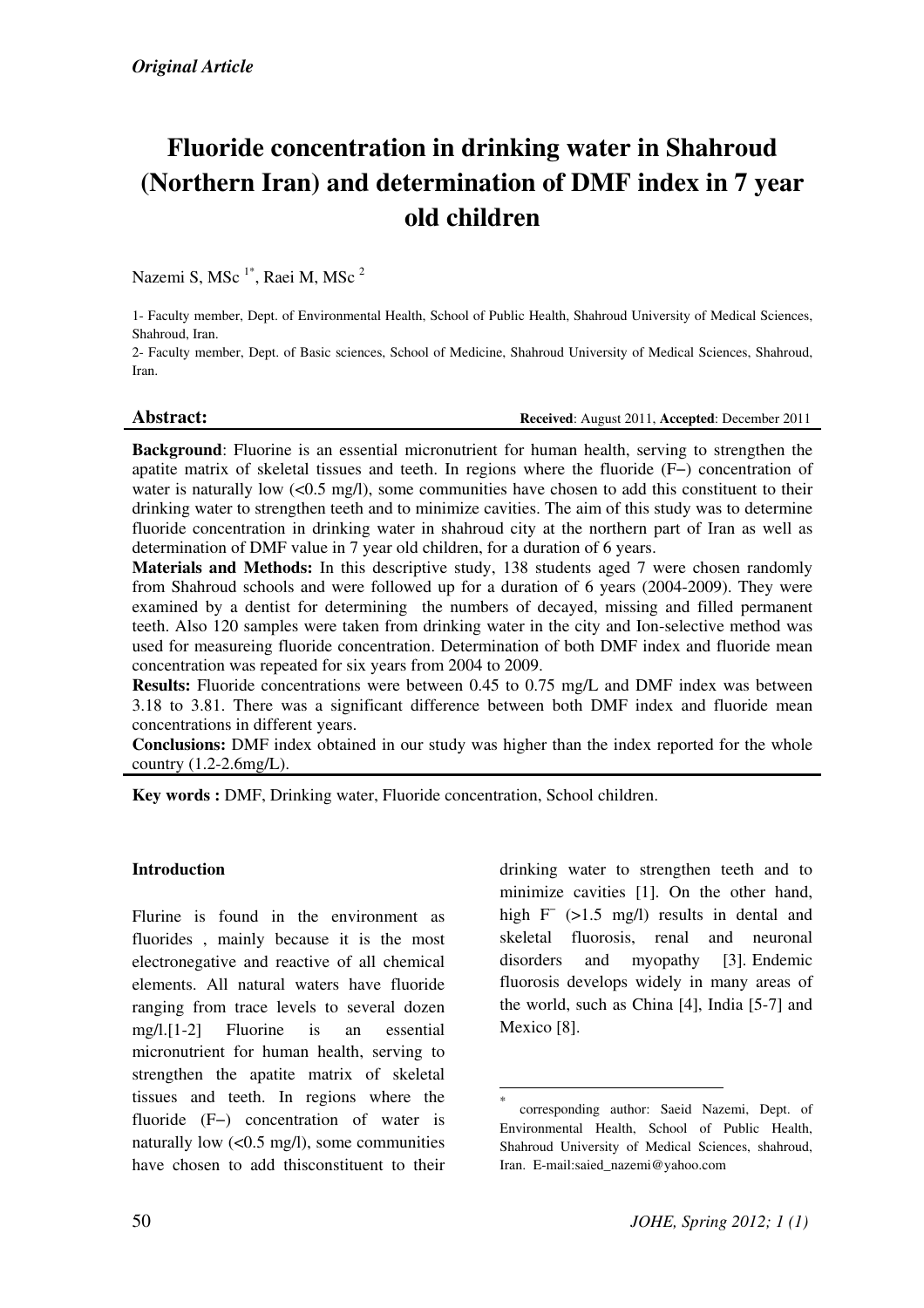*Original Article*

# Fluoride concentration in drinking water in Shahroud (Northern Iran) and determination of DMF index in 7 year old children

Nazemi S, MSc [1*], Raei M, MSc [2]

1- Faculty member, Dept. of Environmental Health, School of Public Health, Shahroud University of Medical Sciences, Shahroud, Iran.

2- Faculty member, Dept. of Basic sciences, School of Medicine, Shahroud University of Medical Sciences, Shahroud, Iran.

**Abstract:** **Received**: August 2011, **Accepted**: December 2011

**Background**: Fluorine is an essential micronutrient for human health, serving to strengthen the apatite matrix of skeletal tissues and teeth. In regions where the fluoride (F−) concentration of water is naturally low (<0.5 mg/l), some communities have chosen to add this constituent to their drinking water to strengthen teeth and to minimize cavities. The aim of this study was to determine fluoride concentration in drinking water in shahroud city at the northern part of Iran as well as determination of DMF value in 7 year old children, for a duration of 6 years.

**Materials and Methods:** In this descriptive study, 138 students aged 7 were chosen randomly from Shahroud schools and were followed up for a duration of 6 years (2004-2009). They were examined by a dentist for determining the numbers of decayed, missing and filled permanent teeth. Also 120 samples were taken from drinking water in the city and Ion-selective method was used for measureing fluoride concentration. Determination of both DMF index and fluoride mean concentration was repeated for six years from 2004 to 2009.

**Results:** Fluoride concentrations were between 0.45 to 0.75 mg/L and DMF index was between 3.18 to 3.81. There was a significant difference between both DMF index and fluoride mean concentrations in different years.

**Conclusions:** DMF index obtained in our study was higher than the index reported for the whole country (1.2-2.6mg/L).

**Key words :** DMF, Drinking water, Fluoride concentration, School children.

### Introduction

Flurine is found in the environment as fluorides , mainly because it is the most electronegative and reactive of all chemical elements. All natural waters have fluoride ranging from trace levels to several dozen mg/l.[1-2] Fluorine is an essential micronutrient for human health, serving to strengthen the apatite matrix of skeletal tissues and teeth. In regions where the fluoride (F−) concentration of water is naturally low (<0.5 mg/l), some communities have chosen to add thisconstituent to their drinking water to strengthen teeth and to minimize cavities [1]. On the other hand, high $F^-$ (>1.5 mg/l) results in dental and skeletal fluorosis, renal and neuronal disorders and myopathy [3]. Endemic fluorosis develops widely in many areas of the world, such as China [4], India [5-7] and Mexico [8].

* corresponding author: Saeid Nazemi, Dept. of Environmental Health, School of Public Health, Shahroud University of Medical Sciences, shahroud, Iran. E-mail:saied_nazemi@yahoo.com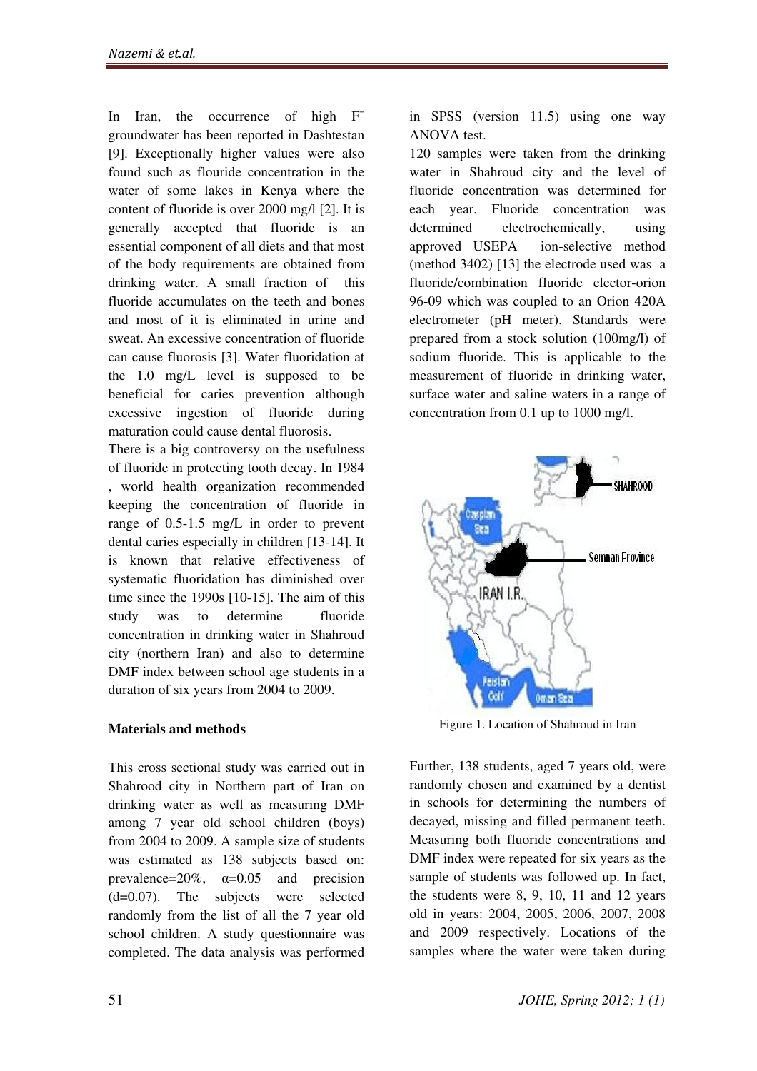In Iran, the occurrence of high $F^-$ groundwater has been reported in Dashtestan [9]. Exceptionally higher values were also found such as flouride concentration in the water of some lakes in Kenya where the content of fluoride is over 2000 mg/l [2]. It is generally accepted that fluoride is an essential component of all diets and that most of the body requirements are obtained from drinking water. A small fraction of this fluoride accumulates on the teeth and bones and most of it is eliminated in urine and sweat. An excessive concentration of fluoride can cause fluorosis [3]. Water fluoridation at the 1.0 mg/L level is supposed to be beneficial for caries prevention although excessive ingestion of fluoride during maturation could cause dental fluorosis.

There is a big controversy on the usefulness of fluoride in protecting tooth decay. In 1984 , world health organization recommended keeping the concentration of fluoride in range of 0.5-1.5 mg/L in order to prevent dental caries especially in children [13-14]. It is known that relative effectiveness of systematic fluoridation has diminished over time since the 1990s [10-15]. The aim of this study was to determine fluoride concentration in drinking water in Shahroud city (northern Iran) and also to determine DMF index between school age students in a duration of six years from 2004 to 2009.

## Materials and methods

This cross sectional study was carried out in Shahrood city in Northern part of Iran on drinking water as well as measuring DMF among 7 year old school children (boys) from 2004 to 2009. A sample size of students was estimated as 138 subjects based on: prevalence=20%, $\alpha$=0.05 and precision (d=0.07). The subjects were selected randomly from the list of all the 7 year old school children. A study questionnaire was completed. The data analysis was performed in SPSS (version 11.5) using one way ANOVA test.

120 samples were taken from the drinking water in Shahroud city and the level of fluoride concentration was determined for each year. Fluoride concentration was determined electrochemically, using approved USEPA ion-selective method (method 3402) [13] the electrode used was a fluoride/combination fluoride elector-orion 96-09 which was coupled to an Orion 420A electrometer (pH meter). Standards were prepared from a stock solution (100mg/l) of sodium fluoride. This is applicable to the measurement of fluoride in drinking water, surface water and saline waters in a range of concentration from 0.1 up to 1000 mg/l.

Figure 1. Location of Shahroud in Iran

Further, 138 students, aged 7 years old, were randomly chosen and examined by a dentist in schools for determining the numbers of decayed, missing and filled permanent teeth. Measuring both fluoride concentrations and DMF index were repeated for six years as the sample of students was followed up. In fact, the students were 8, 9, 10, 11 and 12 years old in years: 2004, 2005, 2006, 2007, 2008 and 2009 respectively. Locations of the samples where the water were taken during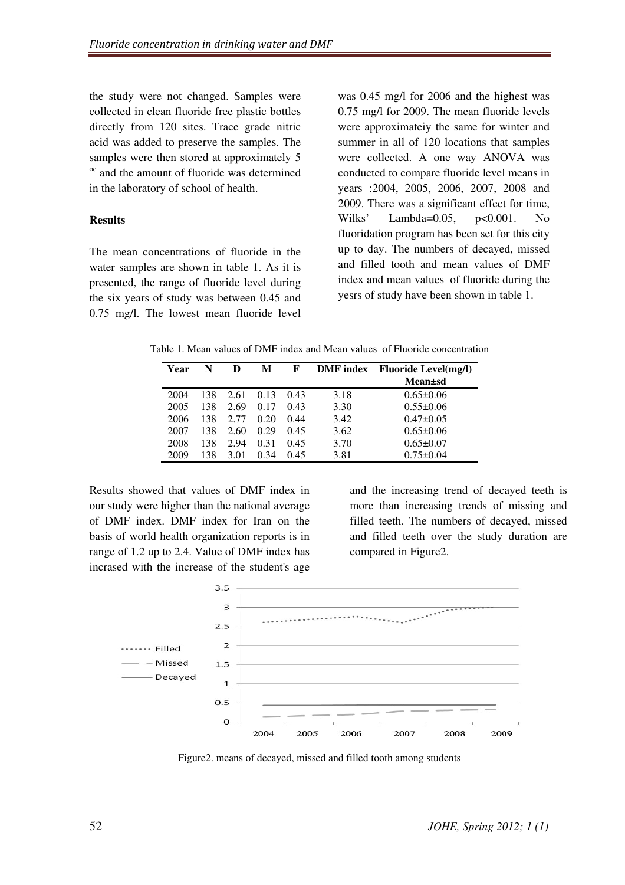the study were not changed. Samples were collected in clean fluoride free plastic bottles directly from 120 sites. Trace grade nitric acid was added to preserve the samples. The samples were then stored at approximately 5 oc and the amount of fluoride was determined in the laboratory of school of health.

### Results

The mean concentrations of fluoride in the water samples are shown in table 1. As it is presented, the range of fluoride level during the six years of study was between 0.45 and 0.75 mg/l. The lowest mean fluoride level was 0.45 mg/l for 2006 and the highest was 0.75 mg/l for 2009. The mean fluoride levels were approximateiy the same for winter and summer in all of 120 locations that samples were collected. A one way ANOVA was conducted to compare fluoride level means in years :2004, 2005, 2006, 2007, 2008 and 2009. There was a significant effect for time, Wilks' Lambda=0.05, $p<0.001$. No fluoridation program has been set for this city up to day. The numbers of decayed, missed and filled tooth and mean values of DMF index and mean values of fluoride during the yesrs of study have been shown in table 1.

Table 1. Mean values of DMF index and Mean values of Fluoride concentration

| Year | N | D | M | F | DMF index | Fluoride Level(mg/l) Mean±sd |
|---|---|---|---|---|---|---|
| 2004 | 138 | 2.61 | 0.13 | 0.43 | 3.18 | 0.65±0.06 |
| 2005 | 138 | 2.69 | 0.17 | 0.43 | 3.30 | 0.55±0.06 |
| 2006 | 138 | 2.77 | 0.20 | 0.44 | 3.42 | 0.47±0.05 |
| 2007 | 138 | 2.60 | 0.29 | 0.45 | 3.62 | 0.65±0.06 |
| 2008 | 138 | 2.94 | 0.31 | 0.45 | 3.70 | 0.65±0.07 |
| 2009 | 138 | 3.01 | 0.34 | 0.45 | 3.81 | 0.75±0.04 |

Results showed that values of DMF index in our study were higher than the national average of DMF index. DMF index for Iran on the basis of world health organization reports is in range of 1.2 up to 2.4. Value of DMF index has incrased with the increase of the student's age and the increasing trend of decayed teeth is more than increasing trends of missing and filled teeth. The numbers of decayed, missed and filled teeth over the study duration are compared in Figure2.

Figure2. means of decayed, missed and filled tooth among students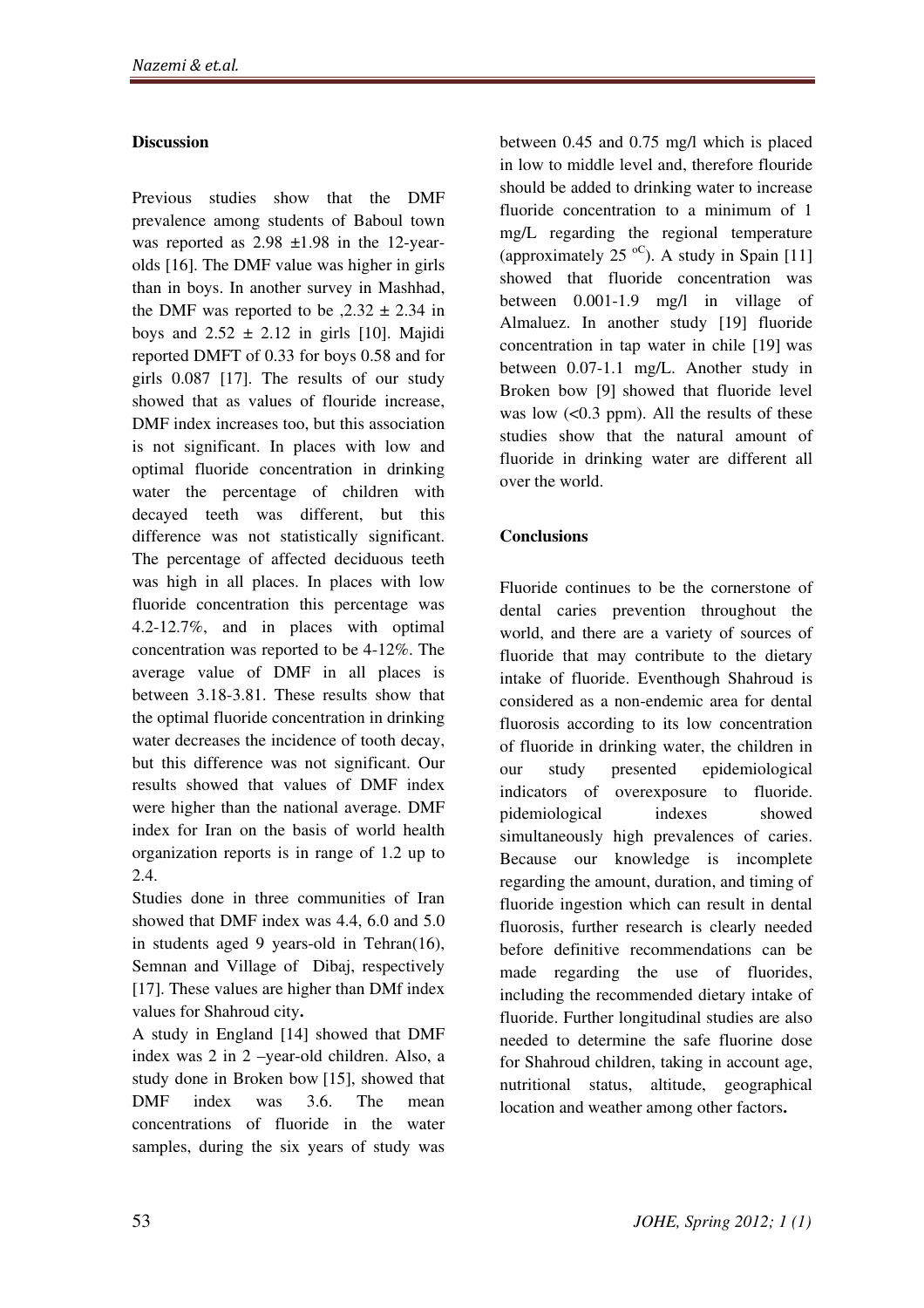## Discussion

Previous studies show that the DMF prevalence among students of Baboul town was reported as 2.98 ±1.98 in the 12-year-olds [16]. The DMF value was higher in girls than in boys. In another survey in Mashhad, the DMF was reported to be ,2.32 ± 2.34 in boys and 2.52 ± 2.12 in girls [10]. Majidi reported DMFT of 0.33 for boys 0.58 and for girls 0.087 [17]. The results of our study showed that as values of flouride increase, DMF index increases too, but this association is not significant. In places with low and optimal fluoride concentration in drinking water the percentage of children with decayed teeth was different, but this difference was not statistically significant. The percentage of affected deciduous teeth was high in all places. In places with low fluoride concentration this percentage was 4.2-12.7%, and in places with optimal concentration was reported to be 4-12%. The average value of DMF in all places is between 3.18-3.81. These results show that the optimal fluoride concentration in drinking water decreases the incidence of tooth decay, but this difference was not significant. Our results showed that values of DMF index were higher than the national average. DMF index for Iran on the basis of world health organization reports is in range of 1.2 up to 2.4.

Studies done in three communities of Iran showed that DMF index was 4.4, 6.0 and 5.0 in students aged 9 years-old in Tehran(16), Semnan and Village of Dibaj, respectively [17]. These values are higher than DMf index values for Shahroud city**.**

A study in England [14] showed that DMF index was 2 in 2 –year-old children. Also, a study done in Broken bow [15], showed that DMF index was 3.6. The mean concentrations of fluoride in the water samples, during the six years of study was between 0.45 and 0.75 mg/l which is placed in low to middle level and, therefore flouride should be added to drinking water to increase fluoride concentration to a minimum of 1 mg/L regarding the regional temperature (approximately 25 $^{oC}$). A study in Spain [11] showed that fluoride concentration was between 0.001-1.9 mg/l in village of Almaluez. In another study [19] fluoride concentration in tap water in chile [19] was between 0.07-1.1 mg/L. Another study in Broken bow [9] showed that fluoride level was low (<0.3 ppm). All the results of these studies show that the natural amount of fluoride in drinking water are different all over the world.

## Conclusions

Fluoride continues to be the cornerstone of dental caries prevention throughout the world, and there are a variety of sources of fluoride that may contribute to the dietary intake of fluoride. Eventhough Shahroud is considered as a non-endemic area for dental fluorosis according to its low concentration of fluoride in drinking water, the children in our study presented epidemiological indicators of overexposure to fluoride. pidemiological indexes showed simultaneously high prevalences of caries. Because our knowledge is incomplete regarding the amount, duration, and timing of fluoride ingestion which can result in dental fluorosis, further research is clearly needed before definitive recommendations can be made regarding the use of fluorides, including the recommended dietary intake of fluoride. Further longitudinal studies are also needed to determine the safe fluorine dose for Shahroud children, taking in account age, nutritional status, altitude, geographical location and weather among other factors**.**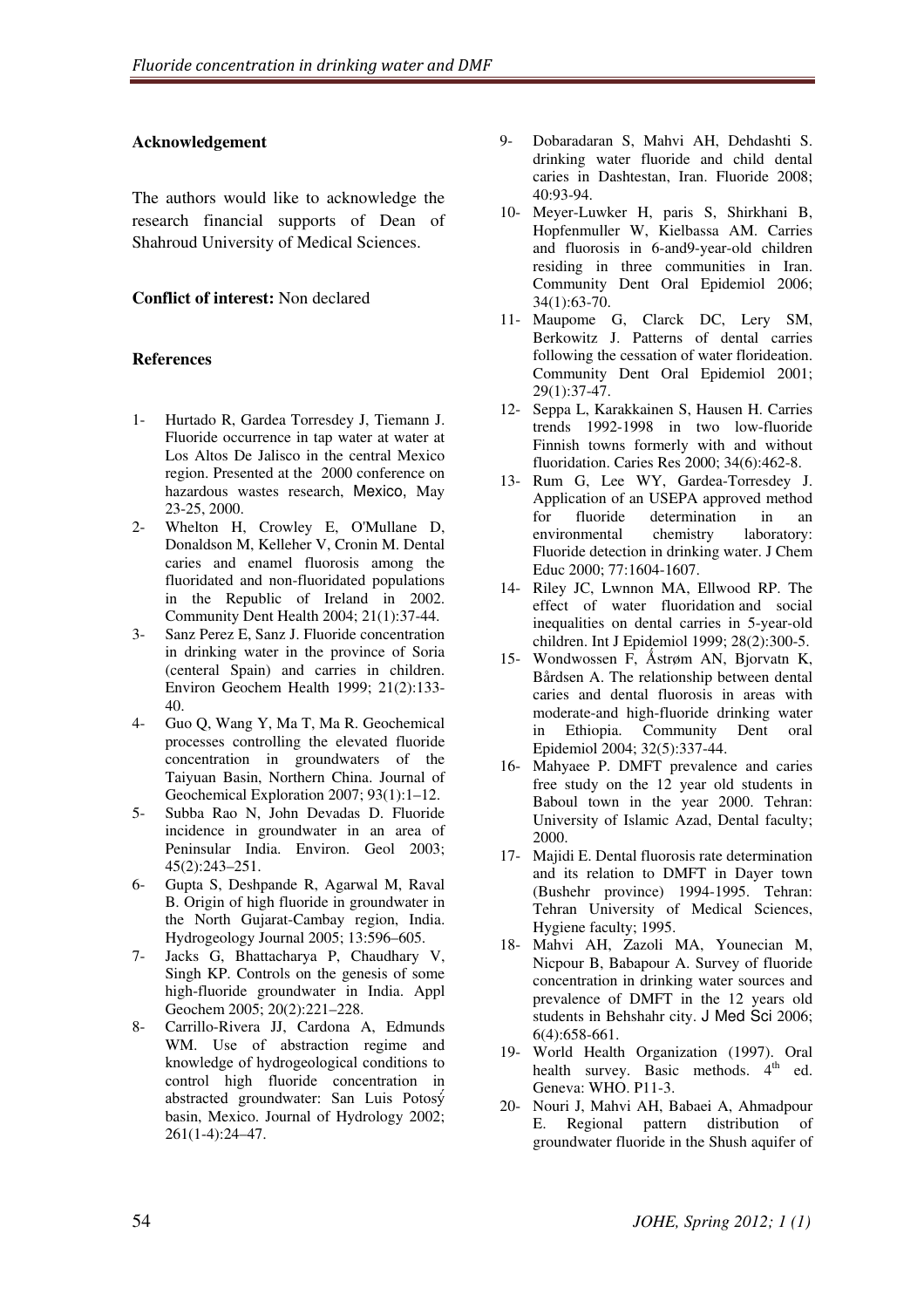**Acknowledgement**

The authors would like to acknowledge the research financial supports of Dean of Shahroud University of Medical Sciences.

**Conflict of interest:** Non declared

**References**

1- Hurtado R, Gardea Torresdey J, Tiemann J. Fluoride occurrence in tap water at water at Los Altos De Jalisco in the central Mexico region. Presented at the 2000 conference on hazardous wastes research, Mexico, May 23-25, 2000.

2- Whelton H, Crowley E, O'Mullane D, Donaldson M, Kelleher V, Cronin M. Dental caries and enamel fluorosis among the fluoridated and non-fluoridated populations in the Republic of Ireland in 2002. Community Dent Health 2004; 21(1):37-44.

3- Sanz Perez E, Sanz J. Fluoride concentration in drinking water in the province of Soria (centeral Spain) and carries in children. Environ Geochem Health 1999; 21(2):133-40.

4- Guo Q, Wang Y, Ma T, Ma R. Geochemical processes controlling the elevated fluoride concentration in groundwaters of the Taiyuan Basin, Northern China. Journal of Geochemical Exploration 2007; 93(1):1–12.

5- Subba Rao N, John Devadas D. Fluoride incidence in groundwater in an area of Peninsular India. Environ. Geol 2003; 45(2):243–251.

6- Gupta S, Deshpande R, Agarwal M, Raval B. Origin of high fluoride in groundwater in the North Gujarat-Cambay region, India. Hydrogeology Journal 2005; 13:596–605.

7- Jacks G, Bhattacharya P, Chaudhary V, Singh KP. Controls on the genesis of some high-fluoride groundwater in India. Appl Geochem 2005; 20(2):221–228.

8- Carrillo-Rivera JJ, Cardona A, Edmunds WM. Use of abstraction regime and knowledge of hydrogeological conditions to control high fluoride concentration in abstracted groundwater: San Luis Potosý basin, Mexico. Journal of Hydrology 2002; 261(1-4):24–47.

9- Dobaradaran S, Mahvi AH, Dehdashti S. drinking water fluoride and child dental caries in Dashtestan, Iran. Fluoride 2008; 40:93-94.

10- Meyer-Luwker H, paris S, Shirkhani B, Hopfenmuller W, Kielbassa AM. Carries and fluorosis in 6-and9-year-old children residing in three communities in Iran. Community Dent Oral Epidemiol 2006; 34(1):63-70.

11- Maupome G, Clarck DC, Lery SM, Berkowitz J. Patterns of dental carries following the cessation of water florideation. Community Dent Oral Epidemiol 2001; 29(1):37-47.

12- Seppa L, Karakkainen S, Hausen H. Carries trends 1992-1998 in two low-fluoride Finnish towns formerly with and without fluoridation. Caries Res 2000; 34(6):462-8.

13- Rum G, Lee WY, Gardea-Torresdey J. Application of an USEPA approved method for fluoride determination in an environmental chemistry laboratory: Fluoride detection in drinking water. J Chem Educ 2000; 77:1604-1607.

14- Riley JC, Lwnnon MA, Ellwood RP. The effect of water fluoridation and social inequalities on dental carries in 5-year-old children. Int J Epidemiol 1999; 28(2):300-5.

15- Wondwossen F, Åstrøm AN, Bjorvatn K, Bårdsen A. The relationship between dental caries and dental fluorosis in areas with moderate-and high-fluoride drinking water in Ethiopia. Community Dent oral Epidemiol 2004; 32(5):337-44.

16- Mahyaee P. DMFT prevalence and caries free study on the 12 year old students in Baboul town in the year 2000. Tehran: University of Islamic Azad, Dental faculty; 2000.

17- Majidi E. Dental fluorosis rate determination and its relation to DMFT in Dayer town (Bushehr province) 1994-1995. Tehran: Tehran University of Medical Sciences, Hygiene faculty; 1995.

18- Mahvi AH, Zazoli MA, Younecian M, Nicpour B, Babapour A. Survey of fluoride concentration in drinking water sources and prevalence of DMFT in the 12 years old students in Behshahr city. J Med Sci 2006; 6(4):658-661.

19- World Health Organization (1997). Oral health survey. Basic methods. 4th ed. Geneva: WHO. P11-3.

20- Nouri J, Mahvi AH, Babaei A, Ahmadpour E. Regional pattern distribution of groundwater fluoride in the Shush aquifer of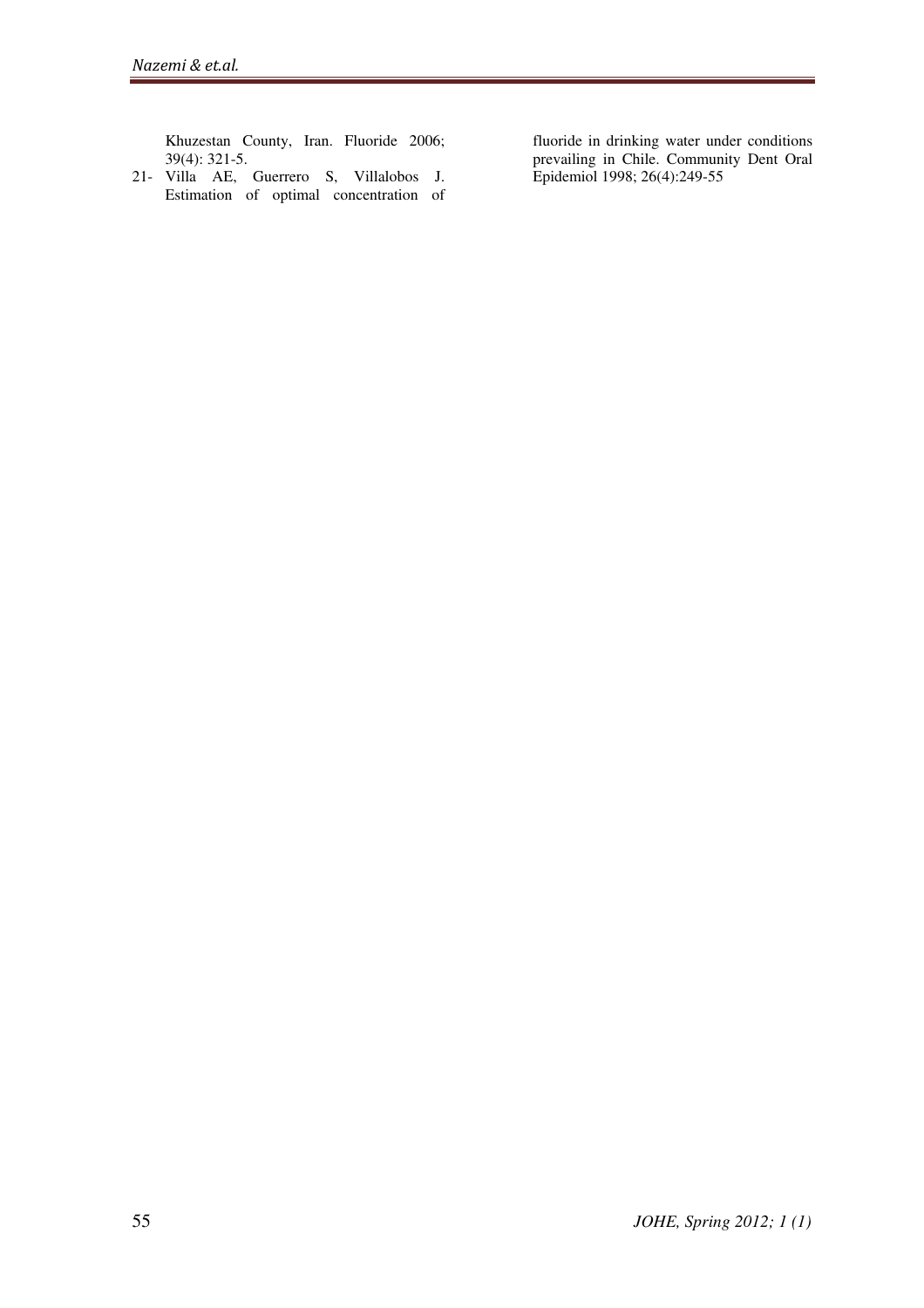Khuzestan County, Iran. Fluoride 2006; 39(4): 321-5.

21- Villa AE, Guerrero S, Villalobos J. Estimation of optimal concentration of fluoride in drinking water under conditions prevailing in Chile. Community Dent Oral Epidemiol 1998; 26(4):249-55